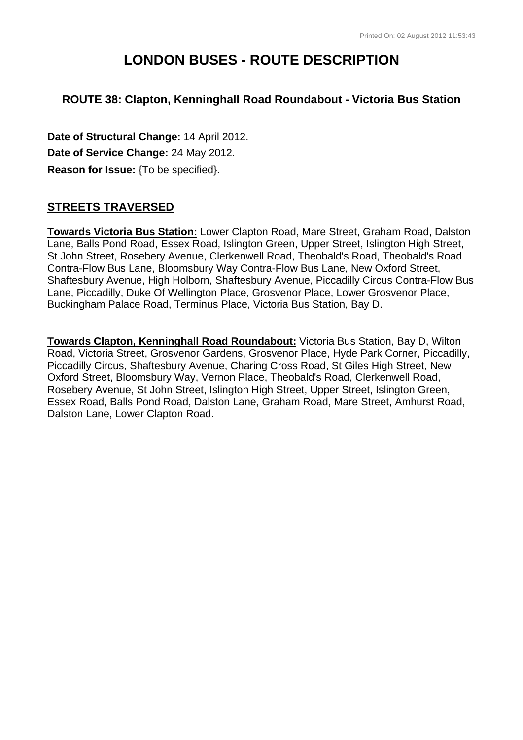# LONDON BUSES - ROUTE DESCRIPTION

### ROUTE 38: Clapton, Kenninghall Road Roundabout - Victoria Bus Station

**Date of Structural Change:** 14 April 2012.

**Date of Service Change:** 24 May 2012.

**Reason for Issue:** {To be specified}.

## STREETS TRAVERSED

**Towards Victoria Bus Station:** Lower Clapton Road, Mare Street, Graham Road, Dalston Lane, Balls Pond Road, Essex Road, Islington Green, Upper Street, Islington High Street, St John Street, Rosebery Avenue, Clerkenwell Road, Theobald's Road, Theobald's Road Contra-Flow Bus Lane, Bloomsbury Way Contra-Flow Bus Lane, New Oxford Street, Shaftesbury Avenue, High Holborn, Shaftesbury Avenue, Piccadilly Circus Contra-Flow Bus Lane, Piccadilly, Duke Of Wellington Place, Grosvenor Place, Lower Grosvenor Place, Buckingham Palace Road, Terminus Place, Victoria Bus Station, Bay D.

**Towards Clapton, Kenninghall Road Roundabout:** Victoria Bus Station, Bay D, Wilton Road, Victoria Street, Grosvenor Gardens, Grosvenor Place, Hyde Park Corner, Piccadilly, Piccadilly Circus, Shaftesbury Avenue, Charing Cross Road, St Giles High Street, New Oxford Street, Bloomsbury Way, Vernon Place, Theobald's Road, Clerkenwell Road, Rosebery Avenue, St John Street, Islington High Street, Upper Street, Islington Green, Essex Road, Balls Pond Road, Dalston Lane, Graham Road, Mare Street, Amhurst Road, Dalston Lane, Lower Clapton Road.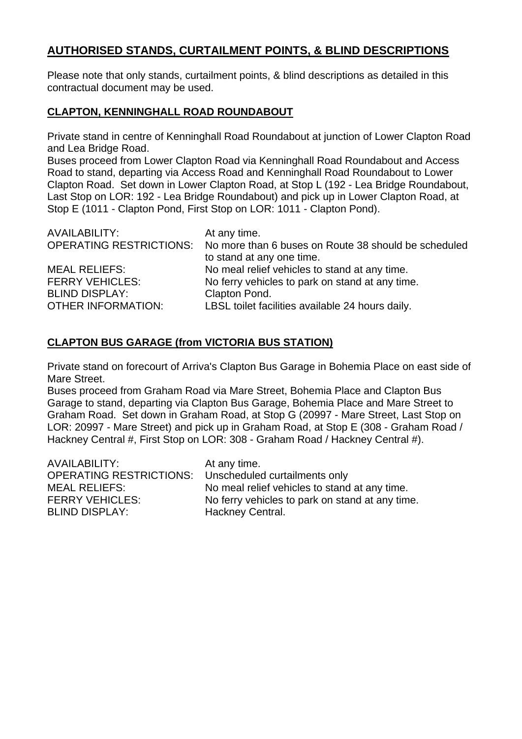## AUTHORISED STANDS, CURTAILMENT POINTS, & BLIND DESCRIPTIONS

Please note that only stands, curtailment points, & blind descriptions as detailed in this contractual document may be used.

### CLAPTON, KENNINGHALL ROAD ROUNDABOUT

Private stand in centre of Kenninghall Road Roundabout at junction of Lower Clapton Road and Lea Bridge Road.
Buses proceed from Lower Clapton Road via Kenninghall Road Roundabout and Access Road to stand, departing via Access Road and Kenninghall Road Roundabout to Lower Clapton Road. Set down in Lower Clapton Road, at Stop L (192 - Lea Bridge Roundabout, Last Stop on LOR: 192 - Lea Bridge Roundabout) and pick up in Lower Clapton Road, at Stop E (1011 - Clapton Pond, First Stop on LOR: 1011 - Clapton Pond).

| | |
|---|---|
| AVAILABILITY: | At any time. |
| OPERATING RESTRICTIONS: | No more than 6 buses on Route 38 should be scheduled to stand at any one time. |
| MEAL RELIEFS: | No meal relief vehicles to stand at any time. |
| FERRY VEHICLES: | No ferry vehicles to park on stand at any time. |
| BLIND DISPLAY: | Clapton Pond. |
| OTHER INFORMATION: | LBSL toilet facilities available 24 hours daily. |

### CLAPTON BUS GARAGE (from VICTORIA BUS STATION)

Private stand on forecourt of Arriva's Clapton Bus Garage in Bohemia Place on east side of Mare Street.
Buses proceed from Graham Road via Mare Street, Bohemia Place and Clapton Bus Garage to stand, departing via Clapton Bus Garage, Bohemia Place and Mare Street to Graham Road. Set down in Graham Road, at Stop G (20997 - Mare Street, Last Stop on LOR: 20997 - Mare Street) and pick up in Graham Road, at Stop E (308 - Graham Road / Hackney Central #, First Stop on LOR: 308 - Graham Road / Hackney Central #).

| | |
|---|---|
| AVAILABILITY: | At any time. |
| OPERATING RESTRICTIONS: | Unscheduled curtailments only |
| MEAL RELIEFS: | No meal relief vehicles to stand at any time. |
| FERRY VEHICLES: | No ferry vehicles to park on stand at any time. |
| BLIND DISPLAY: | Hackney Central. |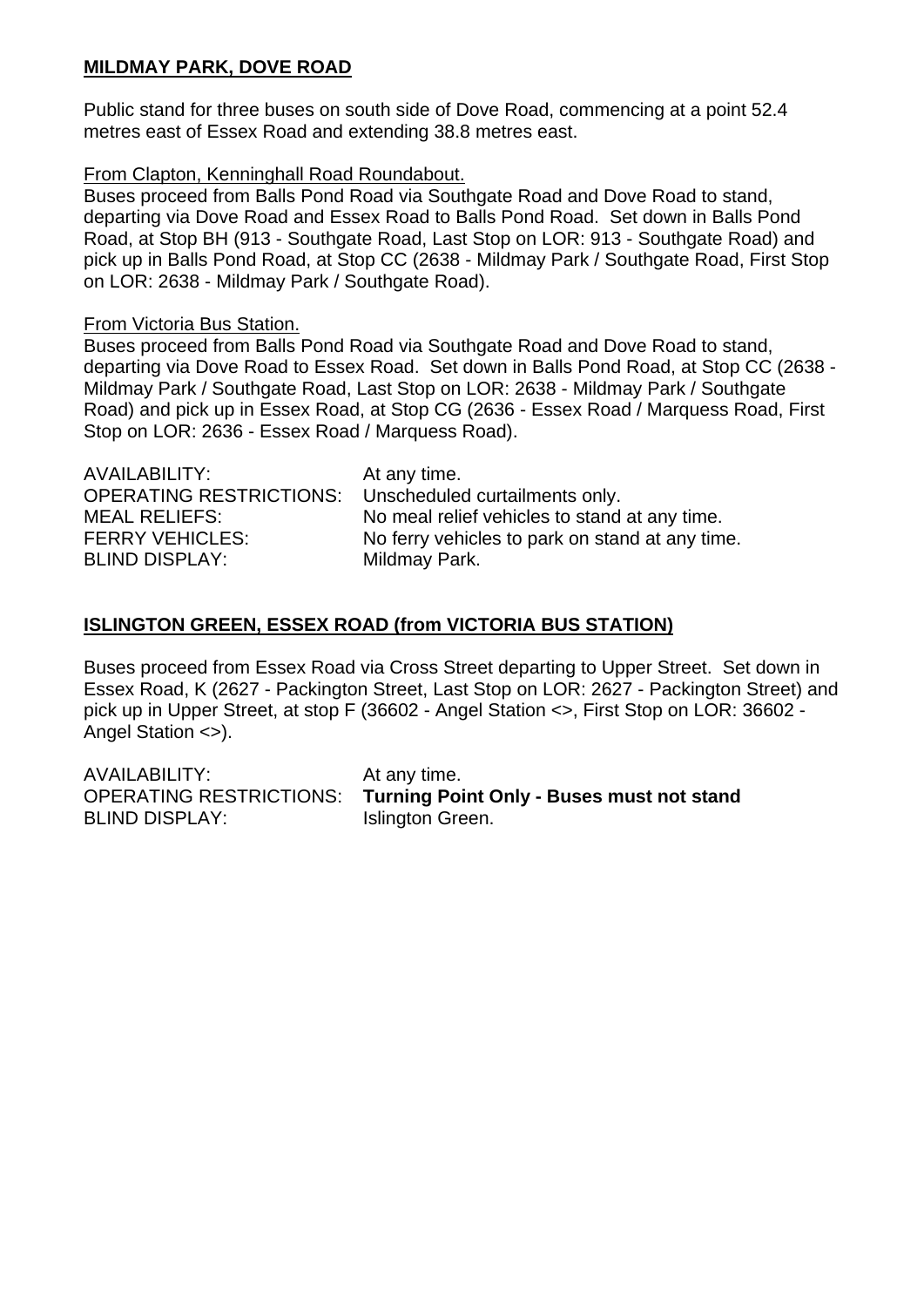**MILDMAY PARK, DOVE ROAD**

Public stand for three buses on south side of Dove Road, commencing at a point 52.4 metres east of Essex Road and extending 38.8 metres east.

From Clapton, Kenninghall Road Roundabout.

Buses proceed from Balls Pond Road via Southgate Road and Dove Road to stand, departing via Dove Road and Essex Road to Balls Pond Road. Set down in Balls Pond Road, at Stop BH (913 - Southgate Road, Last Stop on LOR: 913 - Southgate Road) and pick up in Balls Pond Road, at Stop CC (2638 - Mildmay Park / Southgate Road, First Stop on LOR: 2638 - Mildmay Park / Southgate Road).

From Victoria Bus Station.

Buses proceed from Balls Pond Road via Southgate Road and Dove Road to stand, departing via Dove Road to Essex Road. Set down in Balls Pond Road, at Stop CC (2638 - Mildmay Park / Southgate Road, Last Stop on LOR: 2638 - Mildmay Park / Southgate Road) and pick up in Essex Road, at Stop CG (2636 - Essex Road / Marquess Road, First Stop on LOR: 2636 - Essex Road / Marquess Road).

AVAILABILITY: At any time.
OPERATING RESTRICTIONS: Unscheduled curtailments only.
MEAL RELIEFS: No meal relief vehicles to stand at any time.
FERRY VEHICLES: No ferry vehicles to park on stand at any time.
BLIND DISPLAY: Mildmay Park.

**ISLINGTON GREEN, ESSEX ROAD (from VICTORIA BUS STATION)**

Buses proceed from Essex Road via Cross Street departing to Upper Street. Set down in Essex Road, K (2627 - Packington Street, Last Stop on LOR: 2627 - Packington Street) and pick up in Upper Street, at stop F (36602 - Angel Station <>, First Stop on LOR: 36602 - Angel Station <>).

AVAILABILITY: At any time.
OPERATING RESTRICTIONS: **Turning Point Only - Buses must not stand**
BLIND DISPLAY: Islington Green.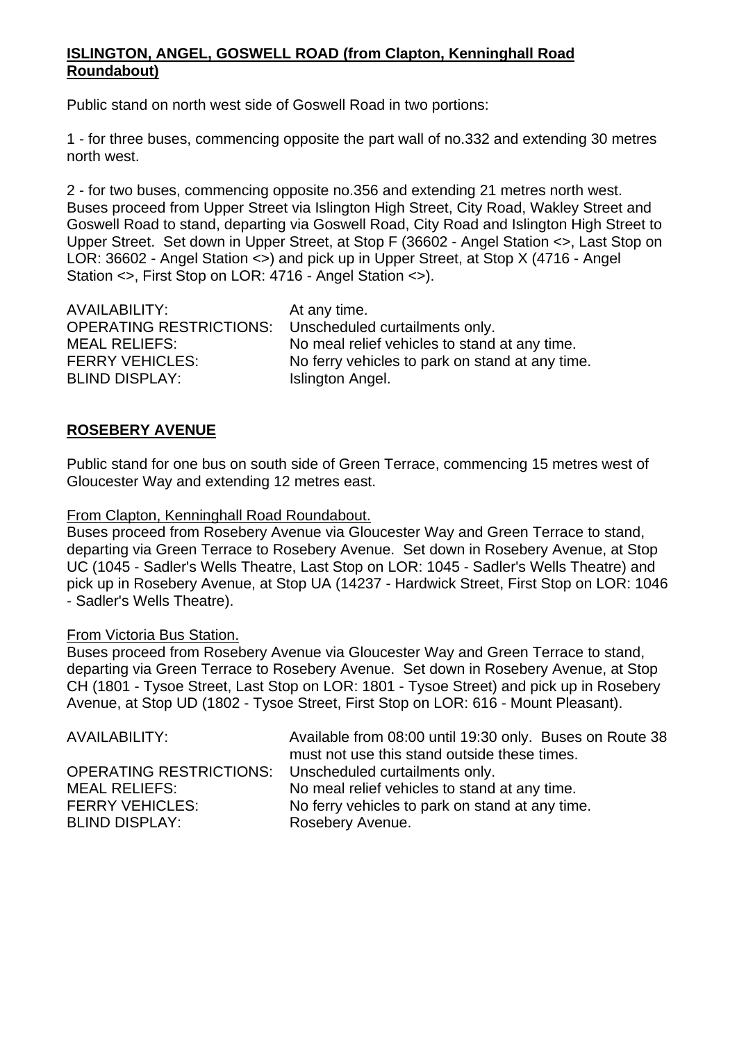**ISLINGTON, ANGEL, GOSWELL ROAD (from Clapton, Kenninghall Road Roundabout)**

Public stand on north west side of Goswell Road in two portions:

1 - for three buses, commencing opposite the part wall of no.332 and extending 30 metres north west.

2 - for two buses, commencing opposite no.356 and extending 21 metres north west. Buses proceed from Upper Street via Islington High Street, City Road, Wakley Street and Goswell Road to stand, departing via Goswell Road, City Road and Islington High Street to Upper Street. Set down in Upper Street, at Stop F (36602 - Angel Station <>, Last Stop on LOR: 36602 - Angel Station <>) and pick up in Upper Street, at Stop X (4716 - Angel Station <>, First Stop on LOR: 4716 - Angel Station <>).

| | |
|---|---|
| AVAILABILITY: | At any time. |
| OPERATING RESTRICTIONS: | Unscheduled curtailments only. |
| MEAL RELIEFS: | No meal relief vehicles to stand at any time. |
| FERRY VEHICLES: | No ferry vehicles to park on stand at any time. |
| BLIND DISPLAY: | Islington Angel. |

**ROSEBERY AVENUE**

Public stand for one bus on south side of Green Terrace, commencing 15 metres west of Gloucester Way and extending 12 metres east.

From Clapton, Kenninghall Road Roundabout.
Buses proceed from Rosebery Avenue via Gloucester Way and Green Terrace to stand, departing via Green Terrace to Rosebery Avenue. Set down in Rosebery Avenue, at Stop UC (1045 - Sadler's Wells Theatre, Last Stop on LOR: 1045 - Sadler's Wells Theatre) and pick up in Rosebery Avenue, at Stop UA (14237 - Hardwick Street, First Stop on LOR: 1046 - Sadler's Wells Theatre).

From Victoria Bus Station.
Buses proceed from Rosebery Avenue via Gloucester Way and Green Terrace to stand, departing via Green Terrace to Rosebery Avenue. Set down in Rosebery Avenue, at Stop CH (1801 - Tysoe Street, Last Stop on LOR: 1801 - Tysoe Street) and pick up in Rosebery Avenue, at Stop UD (1802 - Tysoe Street, First Stop on LOR: 616 - Mount Pleasant).

| | |
|---|---|
| AVAILABILITY: | Available from 08:00 until 19:30 only. Buses on Route 38 must not use this stand outside these times. |
| OPERATING RESTRICTIONS: | Unscheduled curtailments only. |
| MEAL RELIEFS: | No meal relief vehicles to stand at any time. |
| FERRY VEHICLES: | No ferry vehicles to park on stand at any time. |
| BLIND DISPLAY: | Rosebery Avenue. |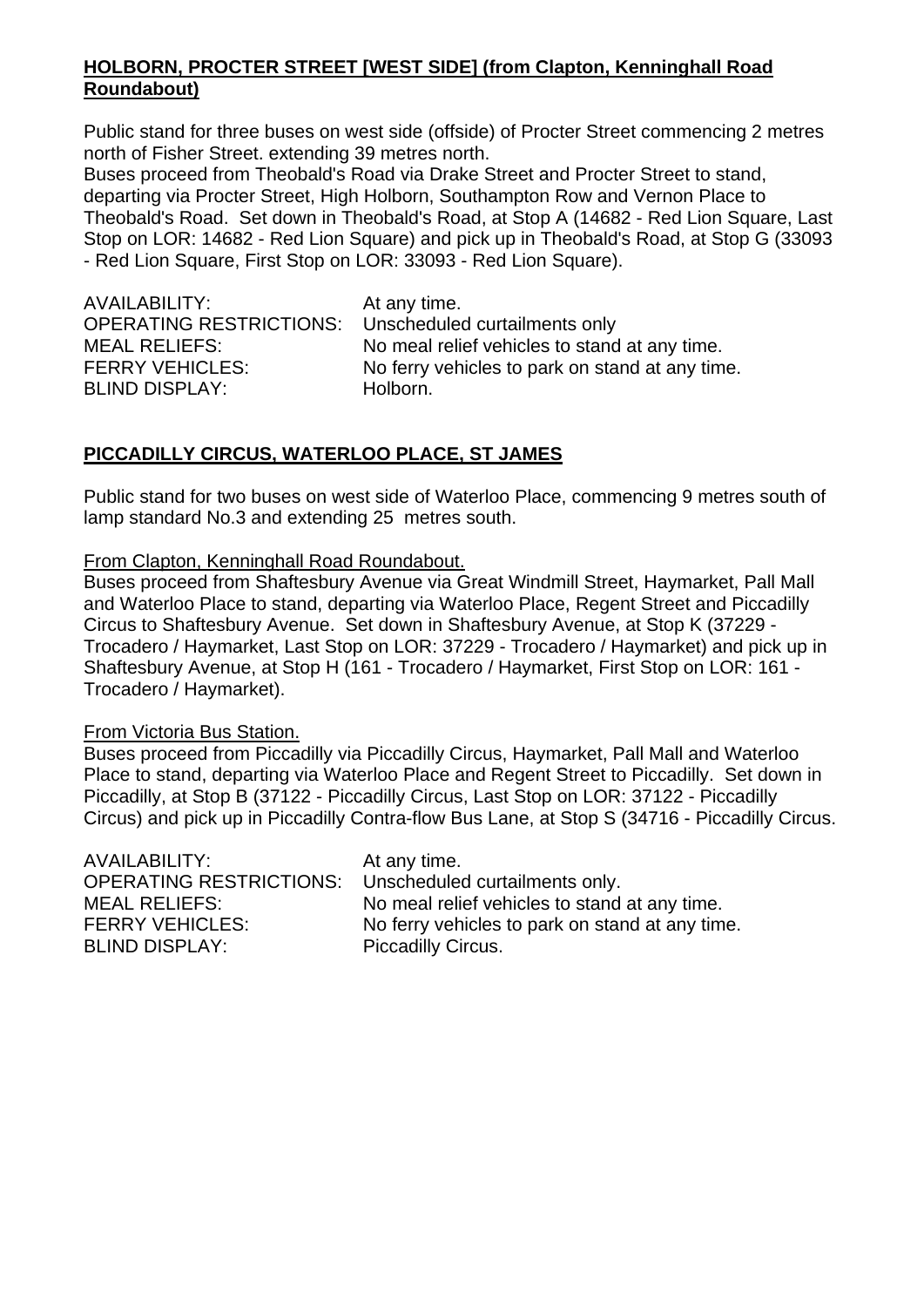**HOLBORN, PROCTER STREET [WEST SIDE] (from Clapton, Kenninghall Road Roundabout)**

Public stand for three buses on west side (offside) of Procter Street commencing 2 metres north of Fisher Street. extending 39 metres north.
Buses proceed from Theobald's Road via Drake Street and Procter Street to stand, departing via Procter Street, High Holborn, Southampton Row and Vernon Place to Theobald's Road. Set down in Theobald's Road, at Stop A (14682 - Red Lion Square, Last Stop on LOR: 14682 - Red Lion Square) and pick up in Theobald's Road, at Stop G (33093 - Red Lion Square, First Stop on LOR: 33093 - Red Lion Square).

AVAILABILITY: At any time.
OPERATING RESTRICTIONS: Unscheduled curtailments only
MEAL RELIEFS: No meal relief vehicles to stand at any time.
FERRY VEHICLES: No ferry vehicles to park on stand at any time.
BLIND DISPLAY: Holborn.

**PICCADILLY CIRCUS, WATERLOO PLACE, ST JAMES**

Public stand for two buses on west side of Waterloo Place, commencing 9 metres south of lamp standard No.3 and extending 25 metres south.

From Clapton, Kenninghall Road Roundabout.
Buses proceed from Shaftesbury Avenue via Great Windmill Street, Haymarket, Pall Mall and Waterloo Place to stand, departing via Waterloo Place, Regent Street and Piccadilly Circus to Shaftesbury Avenue. Set down in Shaftesbury Avenue, at Stop K (37229 - Trocadero / Haymarket, Last Stop on LOR: 37229 - Trocadero / Haymarket) and pick up in Shaftesbury Avenue, at Stop H (161 - Trocadero / Haymarket, First Stop on LOR: 161 - Trocadero / Haymarket).

From Victoria Bus Station.
Buses proceed from Piccadilly via Piccadilly Circus, Haymarket, Pall Mall and Waterloo Place to stand, departing via Waterloo Place and Regent Street to Piccadilly. Set down in Piccadilly, at Stop B (37122 - Piccadilly Circus, Last Stop on LOR: 37122 - Piccadilly Circus) and pick up in Piccadilly Contra-flow Bus Lane, at Stop S (34716 - Piccadilly Circus.

AVAILABILITY: At any time.
OPERATING RESTRICTIONS: Unscheduled curtailments only.
MEAL RELIEFS: No meal relief vehicles to stand at any time.
FERRY VEHICLES: No ferry vehicles to park on stand at any time.
BLIND DISPLAY: Piccadilly Circus.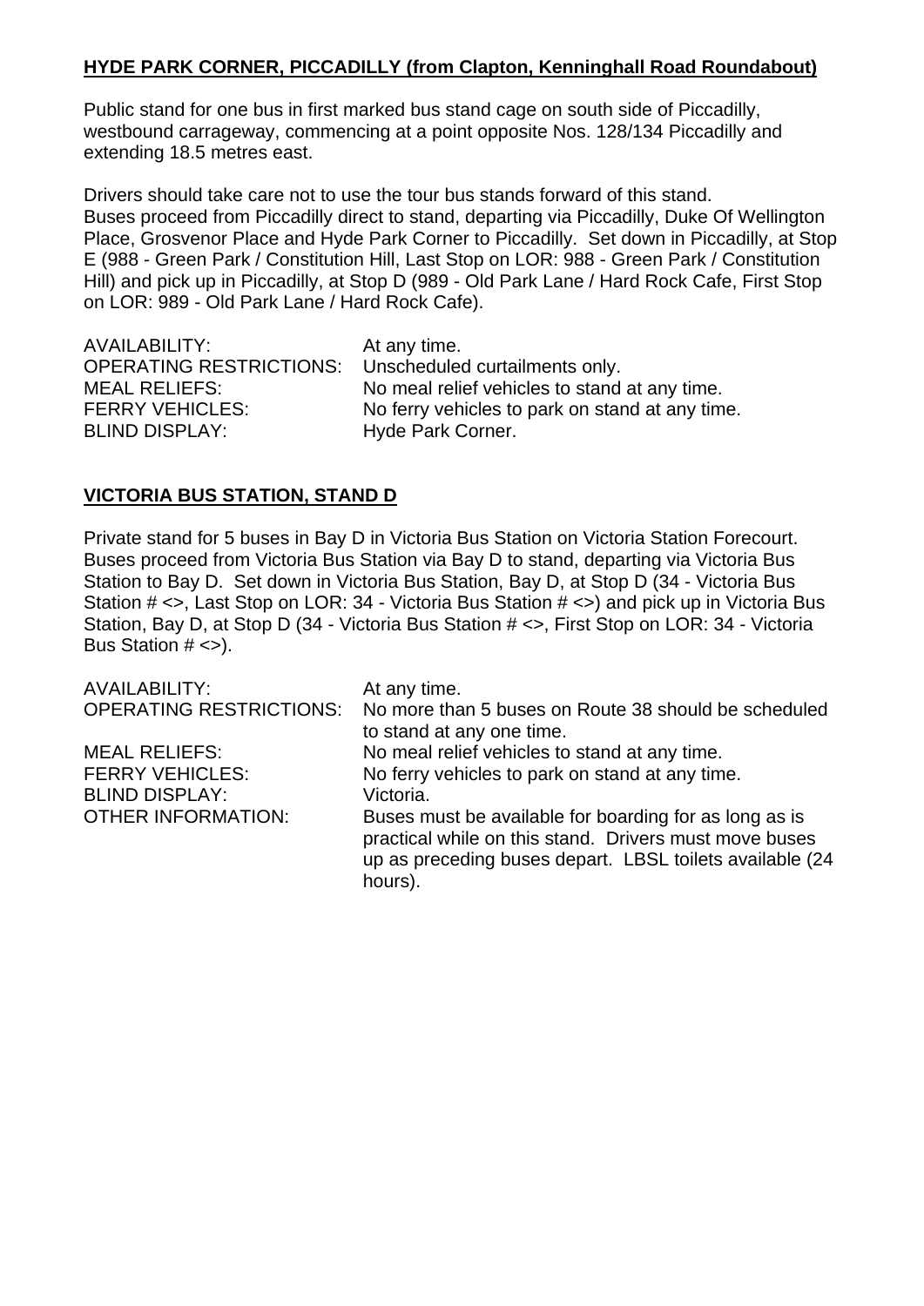**HYDE PARK CORNER, PICCADILLY (from Clapton, Kenninghall Road Roundabout)**

Public stand for one bus in first marked bus stand cage on south side of Piccadilly, westbound carrageway, commencing at a point opposite Nos. 128/134 Piccadilly and extending 18.5 metres east.

Drivers should take care not to use the tour bus stands forward of this stand.
Buses proceed from Piccadilly direct to stand, departing via Piccadilly, Duke Of Wellington Place, Grosvenor Place and Hyde Park Corner to Piccadilly. Set down in Piccadilly, at Stop E (988 - Green Park / Constitution Hill, Last Stop on LOR: 988 - Green Park / Constitution Hill) and pick up in Piccadilly, at Stop D (989 - Old Park Lane / Hard Rock Cafe, First Stop on LOR: 989 - Old Park Lane / Hard Rock Cafe).

| | |
|---|---|
| AVAILABILITY: | At any time. |
| OPERATING RESTRICTIONS: | Unscheduled curtailments only. |
| MEAL RELIEFS: | No meal relief vehicles to stand at any time. |
| FERRY VEHICLES: | No ferry vehicles to park on stand at any time. |
| BLIND DISPLAY: | Hyde Park Corner. |

**VICTORIA BUS STATION, STAND D**

Private stand for 5 buses in Bay D in Victoria Bus Station on Victoria Station Forecourt.
Buses proceed from Victoria Bus Station via Bay D to stand, departing via Victoria Bus Station to Bay D. Set down in Victoria Bus Station, Bay D, at Stop D (34 - Victoria Bus Station # <>, Last Stop on LOR: 34 - Victoria Bus Station # <>) and pick up in Victoria Bus Station, Bay D, at Stop D (34 - Victoria Bus Station # <>, First Stop on LOR: 34 - Victoria Bus Station # <>).

| | |
|---|---|
| AVAILABILITY: | At any time. |
| OPERATING RESTRICTIONS: | No more than 5 buses on Route 38 should be scheduled to stand at any one time. |
| MEAL RELIEFS: | No meal relief vehicles to stand at any time. |
| FERRY VEHICLES: | No ferry vehicles to park on stand at any time. |
| BLIND DISPLAY: | Victoria. |
| OTHER INFORMATION: | Buses must be available for boarding for as long as is practical while on this stand. Drivers must move buses up as preceding buses depart. LBSL toilets available (24 hours). |